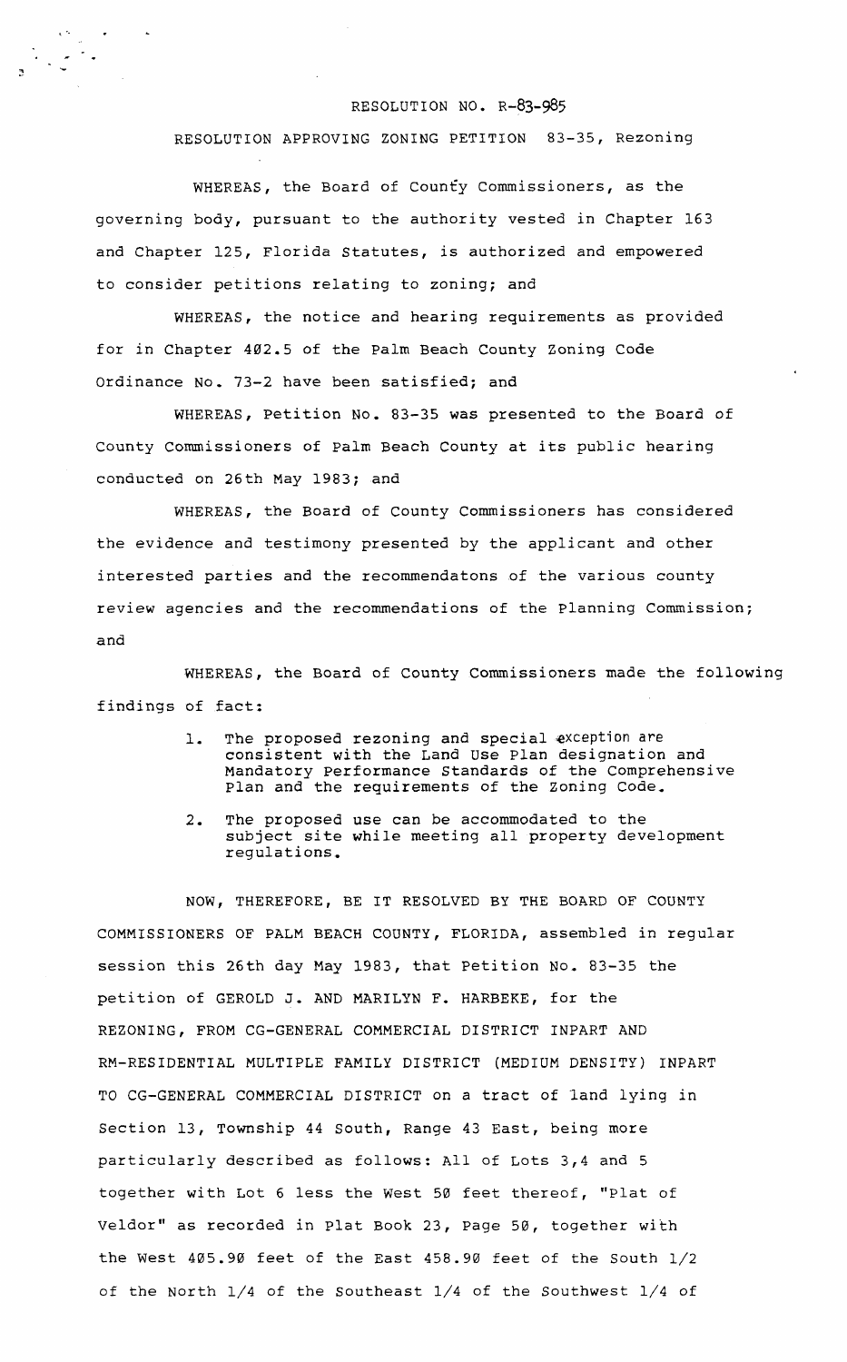RESOLUTION NO. R-83-985

RESOLUTION APPROVING ZONING PETITION 83-35, Rezoning

WHEREAS, the Board of County Commissioners, as the governing body, pursuant to the authority vested in Chapter 163 and Chapter 125, Florida Statutes, is authorized and empowered to consider petitions relating to zoning; and

WHEREAS, the notice and hearing requirements as provided for in Chapter 402.5 of the Palm Beach County Zoning Code Ordinance No. 73-2 have been satisfied; and

WHEREAS, Petition No. 83-35 was presented to the Board of County Commissioners of Palm Beach County at its public hearing conducted on 26th May 1983; and

WHEREAS, the Board of County Commissioners has considered the evidence and testimony presented by the applicant and other interested parties and the recommendatons of the various county review agencies and the recommendations of the Planning Commission; and

WHEREAS, the Board of County Commissioners made the following findings of fact:

1. The proposed rezoning and special exception are consistent with the Land Use Plan designation and Mandatory Performance Standards of the Comprehensive Plan and the requirements of the Zoning Code.

2. The proposed use can be accommodated to the subject site while meeting all property development regulations.

NOW, THEREFORE, BE IT RESOLVED BY THE BOARD OF COUNTY COMMISSIONERS OF PALM BEACH COUNTY, FLORIDA, assembled in regular session this 26th day May 1983, that Petition No. 83-35 the petition of GEROLD J. AND MARILYN F. HARBEKE, for the REZONING, FROM CG-GENERAL COMMERCIAL DISTRICT INPART AND RM-RESIDENTIAL MULTIPLE FAMILY DISTRICT (MEDIUM DENSITY) INPART TO CG-GENERAL COMMERCIAL DISTRICT on a tract of land lying in Section 13, Township 44 South, Range 43 East, being more particularly described as follows: All of Lots 3,4 and 5 together with Lot 6 less the West 50 feet thereof, "Plat of Veldor" as recorded in Plat Book 23, Page 50, together with the West 405.90 feet of the East 458.90 feet of the South 1/2 of the North 1/4 of the Southeast 1/4 of the Southwest 1/4 of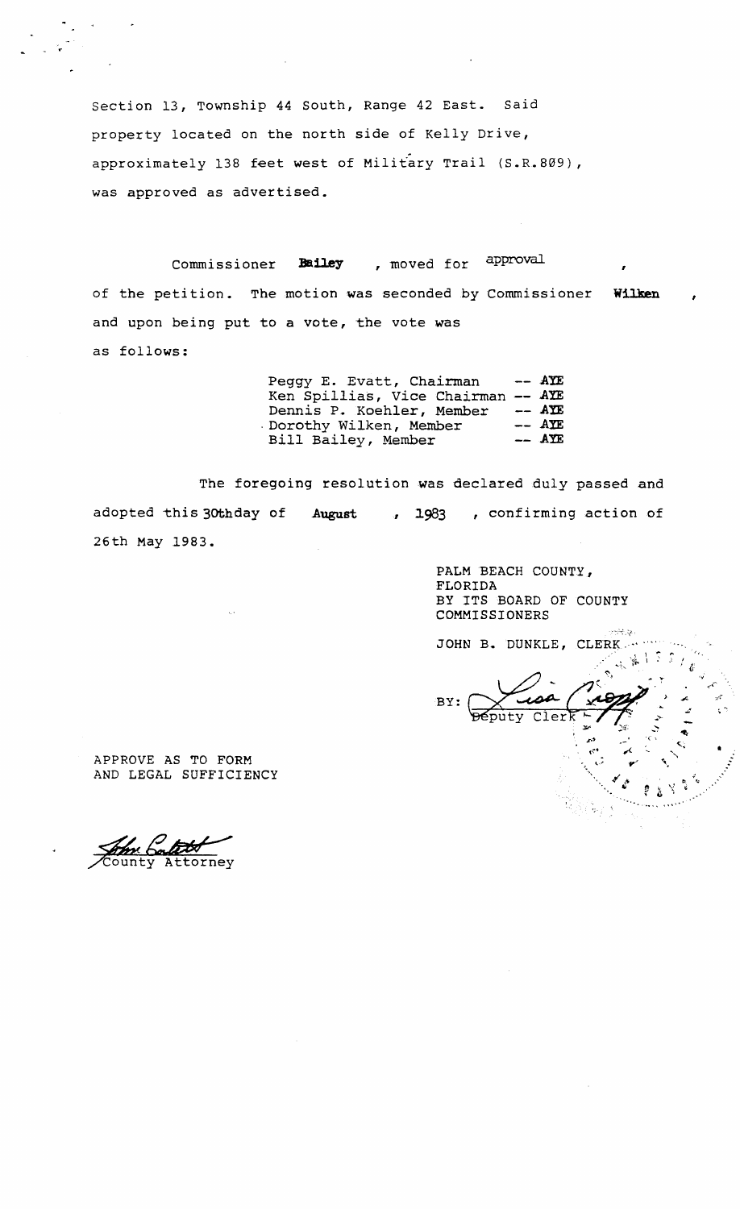Section 13, Township 44 South, Range 42 East. Said property located on the north side of Kelly Drive, approximately 138 feet west of Military Trail (S.R.809), was approved as advertised.

Commissioner **Bailey**, moved for approval of the petition. The motion was seconded by Commissioner **Wilken** and upon being put to a vote, the vote was as follows:

| | |
|---|---|
| Peggy E. Evatt, Chairman | -- AYE |
| Ken Spillias, Vice Chairman | -- AYE |
| Dennis P. Koehler, Member | -- AYE |
| Dorothy Wilken, Member | -- AYE |
| Bill Bailey, Member | -- AYE |

The foregoing resolution was declared duly passed and adopted this 30thday of August, 1983, confirming action of 26th May 1983.

PALM BEACH COUNTY, FLORIDA
BY ITS BOARD OF COUNTY COMMISSIONERS

JOHN B. DUNKLE, CLERK

BY: Deputy Clerk

APPROVE AS TO FORM AND LEGAL SUFFICIENCY

County Attorney